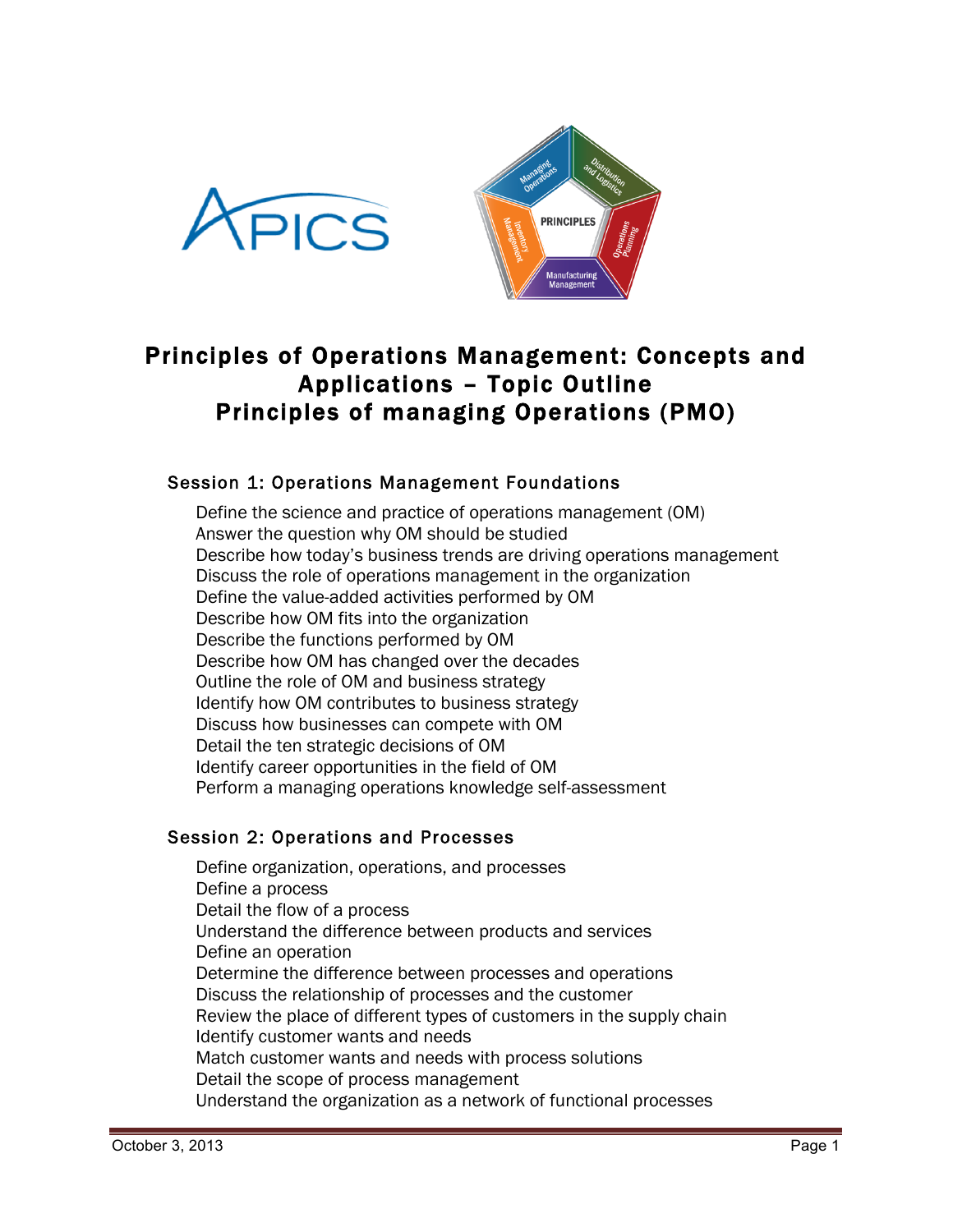# Principles of Operations Management: Concepts and Applications – Topic Outline
# Principles of managing Operations (PMO)

## Session 1: Operations Management Foundations

Define the science and practice of operations management (OM)
Answer the question why OM should be studied
Describe how today's business trends are driving operations management
Discuss the role of operations management in the organization
Define the value-added activities performed by OM
Describe how OM fits into the organization
Describe the functions performed by OM
Describe how OM has changed over the decades
Outline the role of OM and business strategy
Identify how OM contributes to business strategy
Discuss how businesses can compete with OM
Detail the ten strategic decisions of OM
Identify career opportunities in the field of OM
Perform a managing operations knowledge self-assessment

## Session 2: Operations and Processes

Define organization, operations, and processes
Define a process
Detail the flow of a process
Understand the difference between products and services
Define an operation
Determine the difference between processes and operations
Discuss the relationship of processes and the customer
Review the place of different types of customers in the supply chain
Identify customer wants and needs
Match customer wants and needs with process solutions
Detail the scope of process management
Understand the organization as a network of functional processes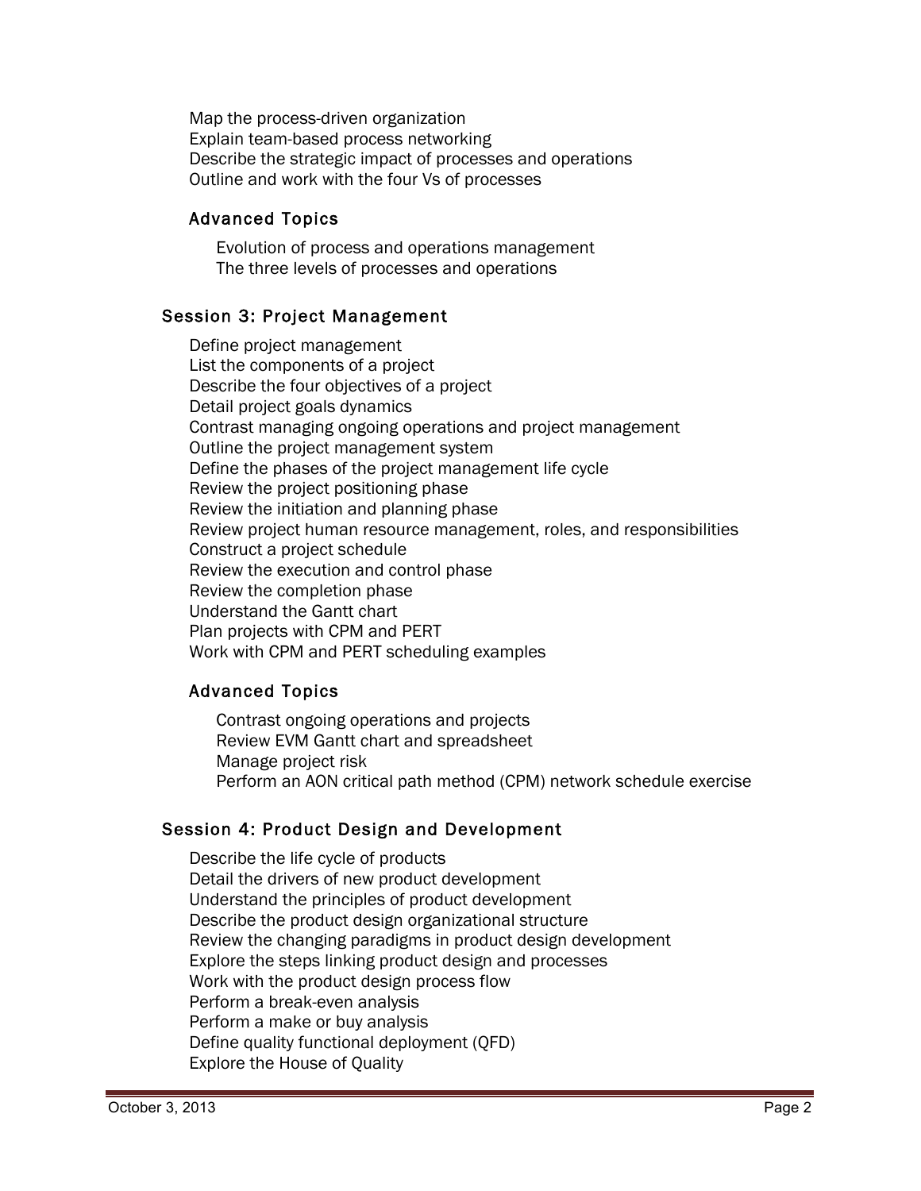Map the process-driven organization
Explain team-based process networking
Describe the strategic impact of processes and operations
Outline and work with the four Vs of processes

### Advanced Topics

Evolution of process and operations management
The three levels of processes and operations

## Session 3: Project Management

Define project management
List the components of a project
Describe the four objectives of a project
Detail project goals dynamics
Contrast managing ongoing operations and project management
Outline the project management system
Define the phases of the project management life cycle
Review the project positioning phase
Review the initiation and planning phase
Review project human resource management, roles, and responsibilities
Construct a project schedule
Review the execution and control phase
Review the completion phase
Understand the Gantt chart
Plan projects with CPM and PERT
Work with CPM and PERT scheduling examples

### Advanced Topics

Contrast ongoing operations and projects
Review EVM Gantt chart and spreadsheet
Manage project risk
Perform an AON critical path method (CPM) network schedule exercise

## Session 4: Product Design and Development

Describe the life cycle of products
Detail the drivers of new product development
Understand the principles of product development
Describe the product design organizational structure
Review the changing paradigms in product design development
Explore the steps linking product design and processes
Work with the product design process flow
Perform a break-even analysis
Perform a make or buy analysis
Define quality functional deployment (QFD)
Explore the House of Quality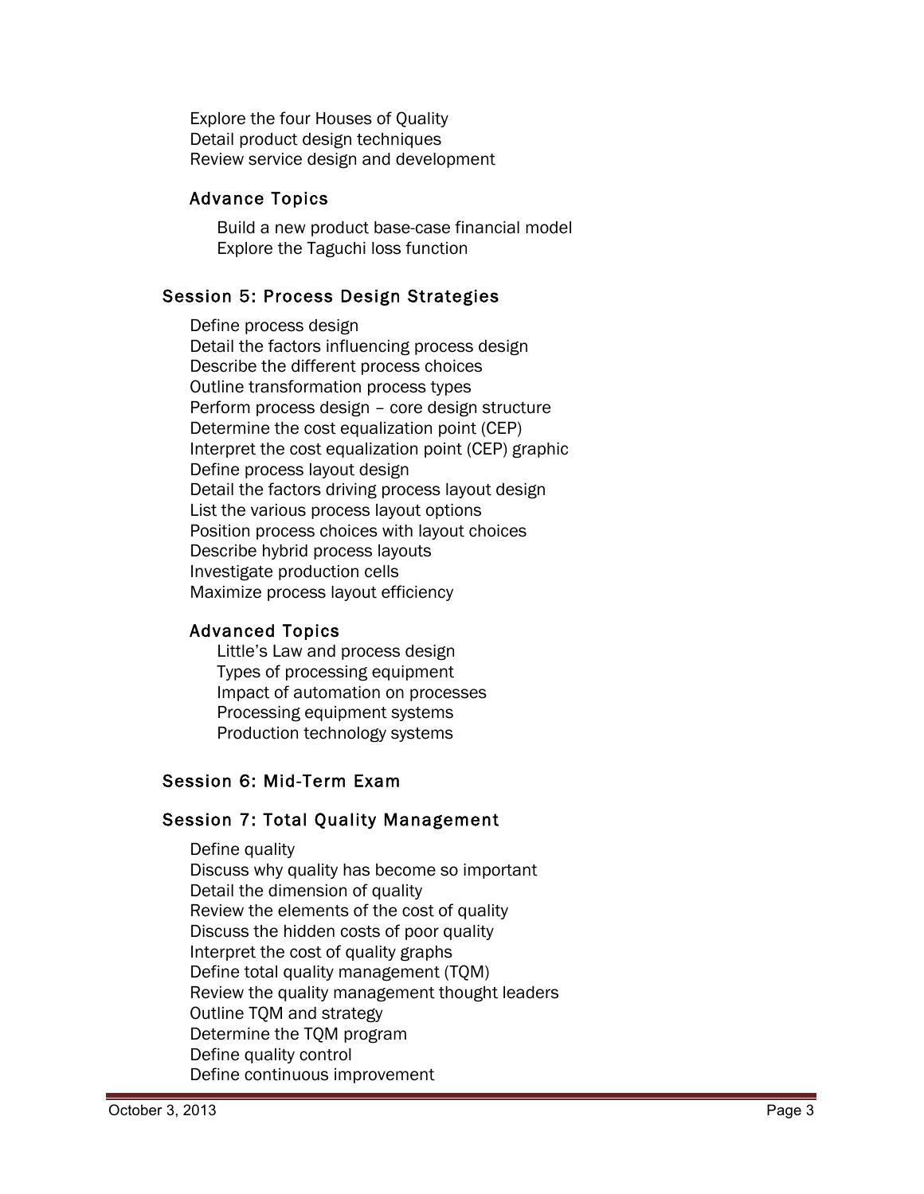Explore the four Houses of Quality
Detail product design techniques
Review service design and development

#### Advance Topics

Build a new product base-case financial model
Explore the Taguchi loss function

### Session 5: Process Design Strategies

Define process design
Detail the factors influencing process design
Describe the different process choices
Outline transformation process types
Perform process design – core design structure
Determine the cost equalization point (CEP)
Interpret the cost equalization point (CEP) graphic
Define process layout design
Detail the factors driving process layout design
List the various process layout options
Position process choices with layout choices
Describe hybrid process layouts
Investigate production cells
Maximize process layout efficiency

#### Advanced Topics

Little's Law and process design
Types of processing equipment
Impact of automation on processes
Processing equipment systems
Production technology systems

### Session 6: Mid-Term Exam

### Session 7: Total Quality Management

Define quality
Discuss why quality has become so important
Detail the dimension of quality
Review the elements of the cost of quality
Discuss the hidden costs of poor quality
Interpret the cost of quality graphs
Define total quality management (TQM)
Review the quality management thought leaders
Outline TQM and strategy
Determine the TQM program
Define quality control
Define continuous improvement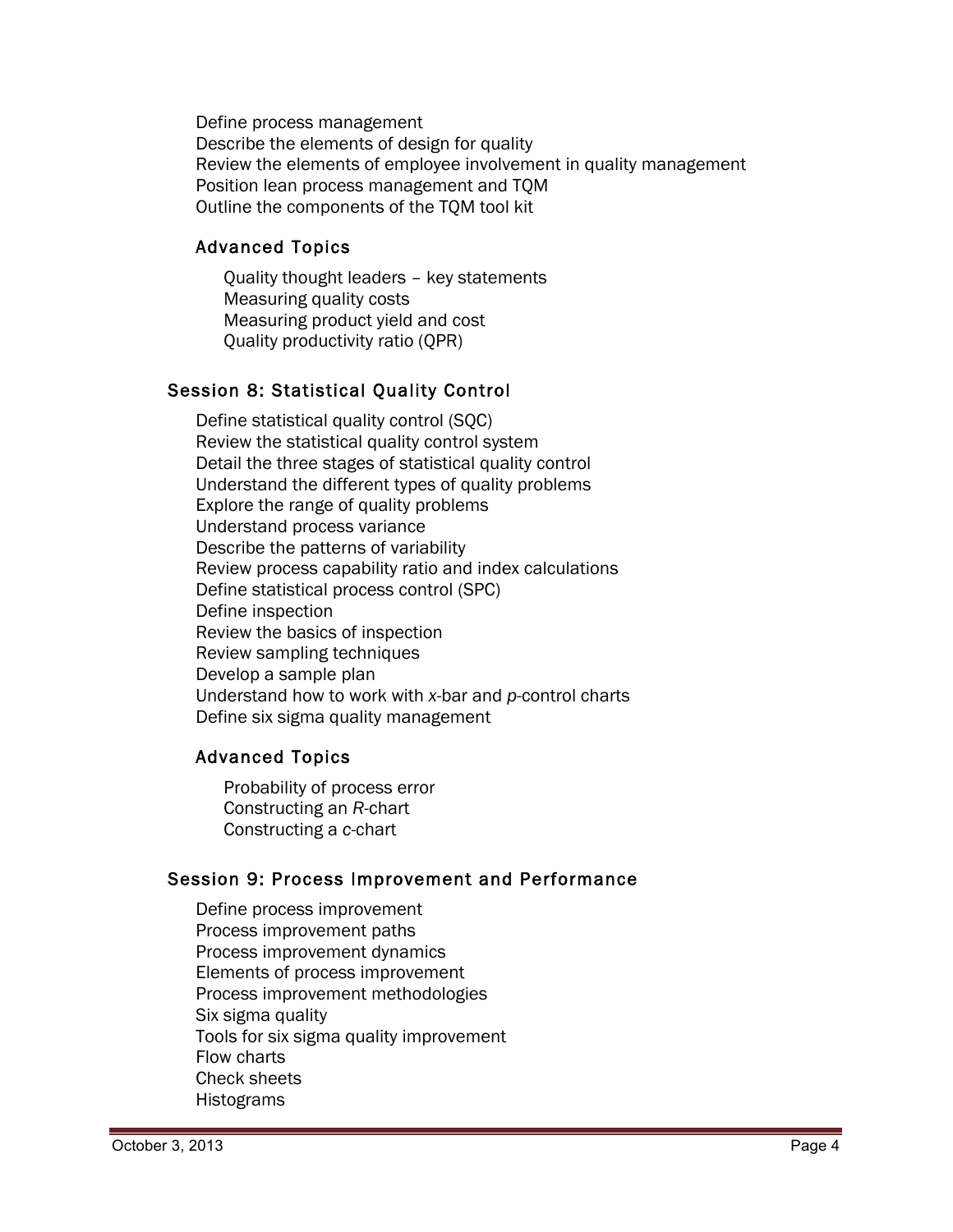Define process management
Describe the elements of design for quality
Review the elements of employee involvement in quality management
Position lean process management and TQM
Outline the components of the TQM tool kit

### Advanced Topics

Quality thought leaders – key statements
Measuring quality costs
Measuring product yield and cost
Quality productivity ratio (QPR)

## Session 8: Statistical Quality Control

Define statistical quality control (SQC)
Review the statistical quality control system
Detail the three stages of statistical quality control
Understand the different types of quality problems
Explore the range of quality problems
Understand process variance
Describe the patterns of variability
Review process capability ratio and index calculations
Define statistical process control (SPC)
Define inspection
Review the basics of inspection
Review sampling techniques
Develop a sample plan
Understand how to work with *x*-bar and *p*-control charts
Define six sigma quality management

### Advanced Topics

Probability of process error
Constructing an *R*-chart
Constructing a *c*-chart

## Session 9: Process Improvement and Performance

Define process improvement
Process improvement paths
Process improvement dynamics
Elements of process improvement
Process improvement methodologies
Six sigma quality
Tools for six sigma quality improvement
Flow charts
Check sheets
Histograms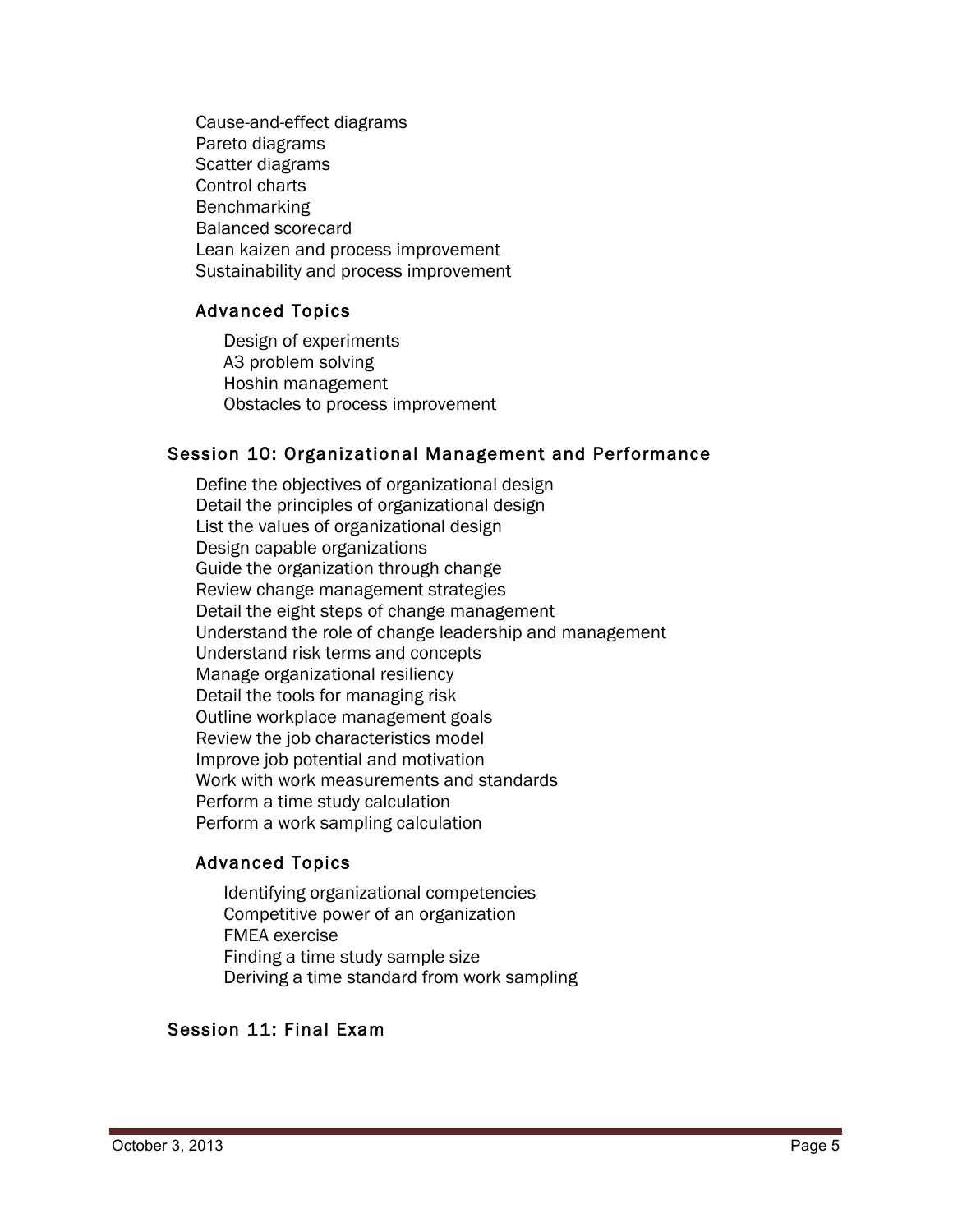Cause-and-effect diagrams
Pareto diagrams
Scatter diagrams
Control charts
Benchmarking
Balanced scorecard
Lean kaizen and process improvement
Sustainability and process improvement

### Advanced Topics

Design of experiments
A3 problem solving
Hoshin management
Obstacles to process improvement

## Session 10: Organizational Management and Performance

Define the objectives of organizational design
Detail the principles of organizational design
List the values of organizational design
Design capable organizations
Guide the organization through change
Review change management strategies
Detail the eight steps of change management
Understand the role of change leadership and management
Understand risk terms and concepts
Manage organizational resiliency
Detail the tools for managing risk
Outline workplace management goals
Review the job characteristics model
Improve job potential and motivation
Work with work measurements and standards
Perform a time study calculation
Perform a work sampling calculation

### Advanced Topics

Identifying organizational competencies
Competitive power of an organization
FMEA exercise
Finding a time study sample size
Deriving a time standard from work sampling

## Session 11: Final Exam